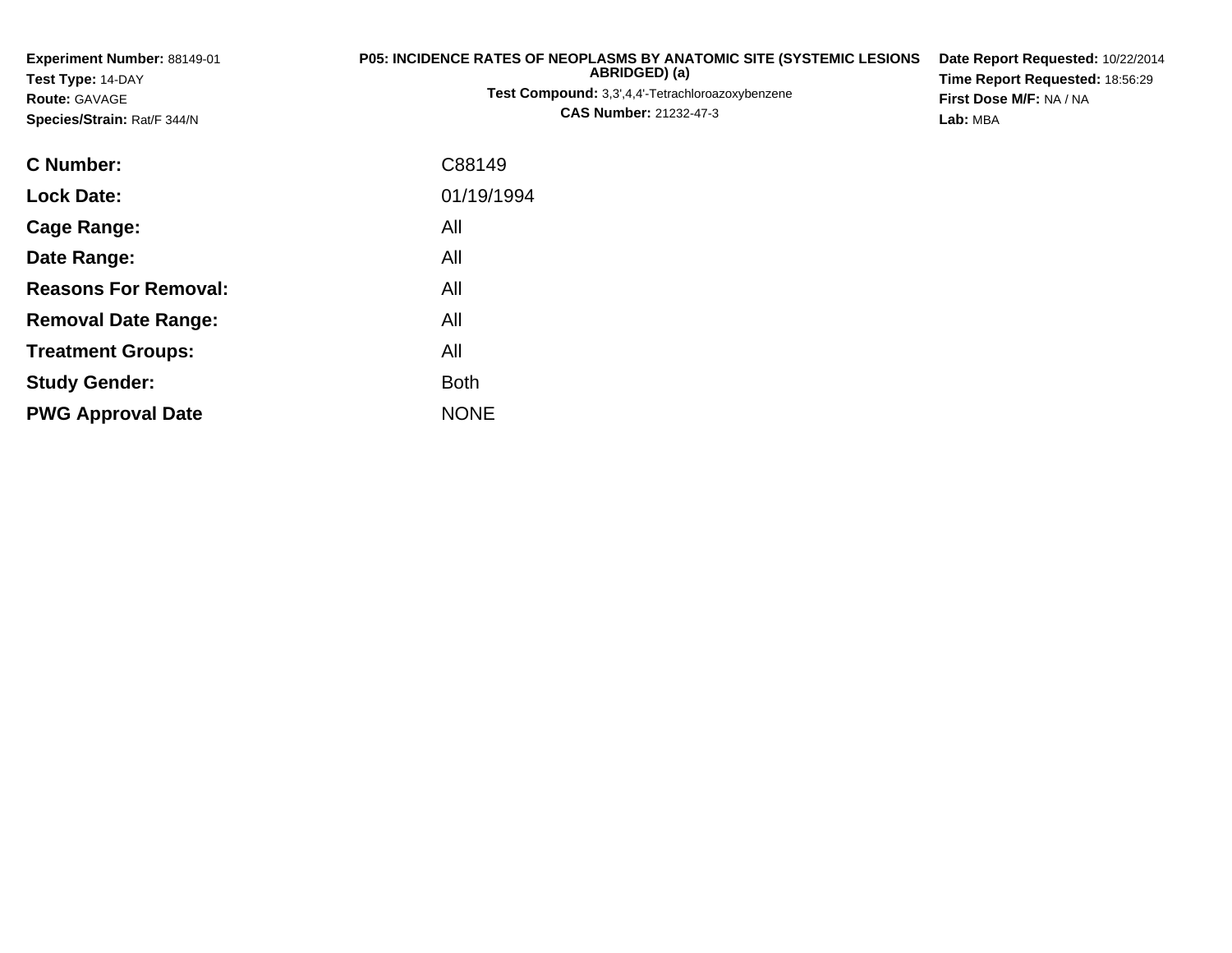**Experiment Number:** 88149-01
**Test Type:** 14-DAY
**Route:** GAVAGE
**Species/Strain:** Rat/F 344/N

**P05: INCIDENCE RATES OF NEOPLASMS BY ANATOMIC SITE (SYSTEMIC LESIONS ABRIDGED) (a)**
**Test Compound:** 3,3',4,4'-Tetrachloroazoxybenzene
**CAS Number:** 21232-47-3

**Date Report Requested:** 10/22/2014
**Time Report Requested:** 18:56:29
**First Dose M/F:** NA / NA
**Lab:** MBA

| | |
|---|---|
| **C Number:** | C88149 |
| **Lock Date:** | 01/19/1994 |
| **Cage Range:** | All |
| **Date Range:** | All |
| **Reasons For Removal:** | All |
| **Removal Date Range:** | All |
| **Treatment Groups:** | All |
| **Study Gender:** | Both |
| **PWG Approval Date** | NONE |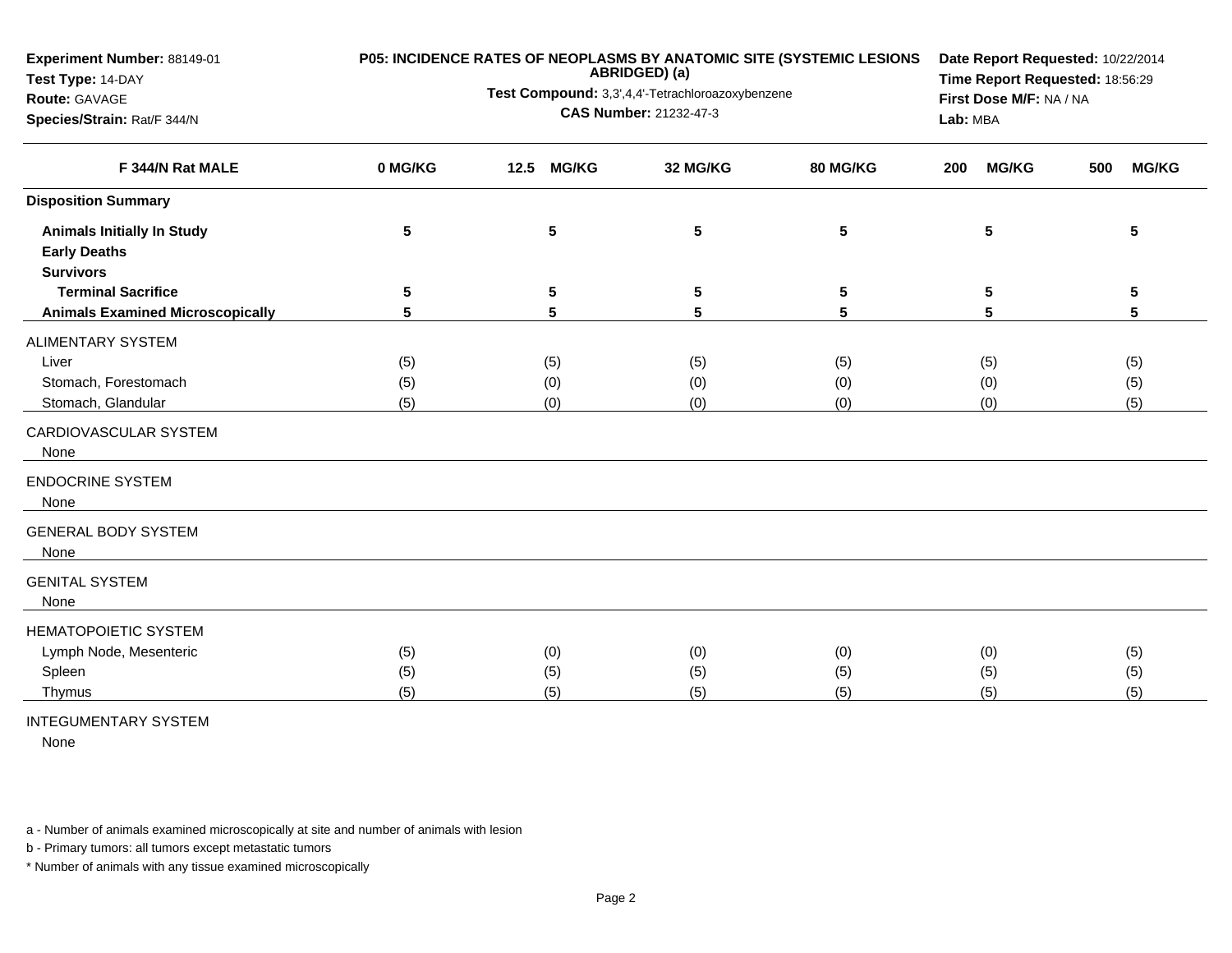**Experiment Number:** 88149-01
**Test Type:** 14-DAY
**Route:** GAVAGE
**Species/Strain:** Rat/F 344/N

**P05: INCIDENCE RATES OF NEOPLASMS BY ANATOMIC SITE (SYSTEMIC LESIONS ABRIDGED) (a)**
**Test Compound:** 3,3',4,4'-Tetrachloroazoxybenzene
**CAS Number:** 21232-47-3

**Date Report Requested:** 10/22/2014
**Time Report Requested:** 18:56:29
**First Dose M/F:** NA / NA
**Lab:** MBA

| F 344/N Rat MALE | 0 MG/KG | 12.5 MG/KG | 32 MG/KG | 80 MG/KG | 200 MG/KG | 500 MG/KG |
|---|---|---|---|---|---|---|
| **Disposition Summary** | | | | | | |
| **Animals Initially In Study** | **5** | **5** | **5** | **5** | **5** | **5** |
| **Early Deaths** | | | | | | |
| **Survivors** | | | | | | |
| **Terminal Sacrifice** | **5** | **5** | **5** | **5** | **5** | **5** |
| **Animals Examined Microscopically** | **5** | **5** | **5** | **5** | **5** | **5** |
| ALIMENTARY SYSTEM | | | | | | |
| Liver | (5) | (5) | (5) | (5) | (5) | (5) |
| Stomach, Forestomach | (5) | (0) | (0) | (0) | (0) | (5) |
| Stomach, Glandular | (5) | (0) | (0) | (0) | (0) | (5) |
| CARDIOVASCULAR SYSTEM | | | | | | |
| None | | | | | | |
| ENDOCRINE SYSTEM | | | | | | |
| None | | | | | | |
| GENERAL BODY SYSTEM | | | | | | |
| None | | | | | | |
| GENITAL SYSTEM | | | | | | |
| None | | | | | | |
| HEMATOPOIETIC SYSTEM | | | | | | |
| Lymph Node, Mesenteric | (5) | (0) | (0) | (0) | (0) | (5) |
| Spleen | (5) | (5) | (5) | (5) | (5) | (5) |
| Thymus | (5) | (5) | (5) | (5) | (5) | (5) |
| INTEGUMENTARY SYSTEM | | | | | | |
| None | | | | | | |

a - Number of animals examined microscopically at site and number of animals with lesion

b - Primary tumors: all tumors except metastatic tumors

* Number of animals with any tissue examined microscopically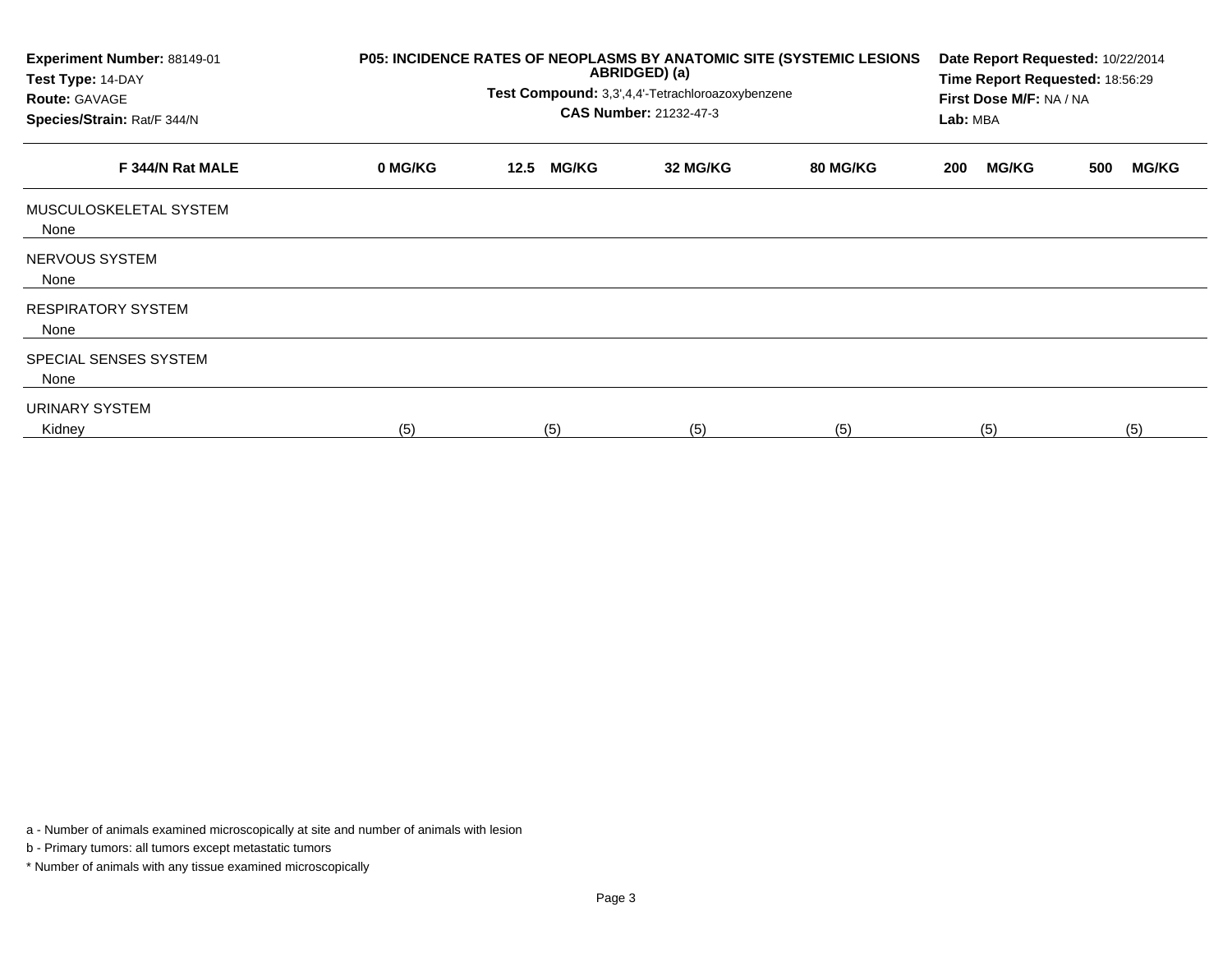**Experiment Number:** 88149-01
**Test Type:** 14-DAY
**Route:** GAVAGE
**Species/Strain:** Rat/F 344/N

**P05: INCIDENCE RATES OF NEOPLASMS BY ANATOMIC SITE (SYSTEMIC LESIONS ABRIDGED) (a)**
**Test Compound:** 3,3',4,4'-Tetrachloroazoxybenzene
**CAS Number:** 21232-47-3

**Date Report Requested:** 10/22/2014
**Time Report Requested:** 18:56:29
**First Dose M/F:** NA / NA
**Lab:** MBA

| F 344/N Rat MALE | 0 MG/KG | 12.5 MG/KG | 32 MG/KG | 80 MG/KG | 200 MG/KG | 500 MG/KG |
|---|---|---|---|---|---|---|
| MUSCULOSKELETAL SYSTEM | | | | | | |
| None | | | | | | |
| NERVOUS SYSTEM | | | | | | |
| None | | | | | | |
| RESPIRATORY SYSTEM | | | | | | |
| None | | | | | | |
| SPECIAL SENSES SYSTEM | | | | | | |
| None | | | | | | |
| URINARY SYSTEM | | | | | | |
| Kidney | (5) | (5) | (5) | (5) | (5) | (5) |

a - Number of animals examined microscopically at site and number of animals with lesion

b - Primary tumors: all tumors except metastatic tumors

* Number of animals with any tissue examined microscopically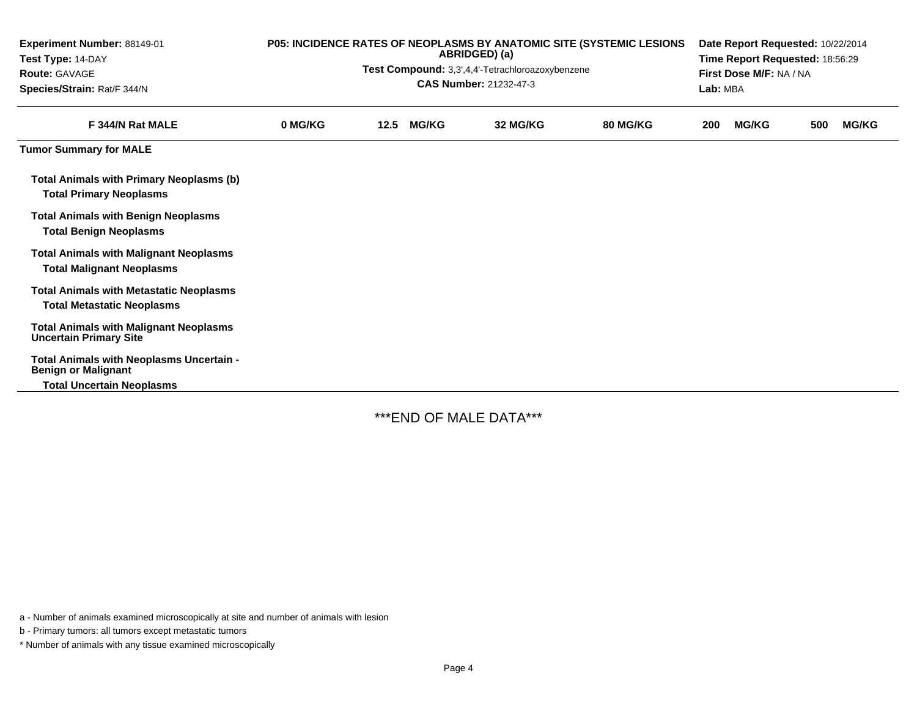Experiment Number: 88149-01
Test Type: 14-DAY
Route: GAVAGE
Species/Strain: Rat/F 344/N

**P05: INCIDENCE RATES OF NEOPLASMS BY ANATOMIC SITE (SYSTEMIC LESIONS ABRIDGED) (a)**

**Test Compound:** 3,3',4,4'-Tetrachloroazoxybenzene

**CAS Number:** 21232-47-3

Date Report Requested: 10/22/2014
Time Report Requested: 18:56:29
First Dose M/F: NA / NA
Lab: MBA

| F 344/N Rat MALE | 0 MG/KG | 12.5 MG/KG | 32 MG/KG | 80 MG/KG | 200 MG/KG | 500 MG/KG |
|---|---|---|---|---|---|---|
| **Tumor Summary for MALE** | | | | | | |
| **Total Animals with Primary Neoplasms (b)** | | | | | | |
| **Total Primary Neoplasms** | | | | | | |
| **Total Animals with Benign Neoplasms** | | | | | | |
| **Total Benign Neoplasms** | | | | | | |
| **Total Animals with Malignant Neoplasms** | | | | | | |
| **Total Malignant Neoplasms** | | | | | | |
| **Total Animals with Metastatic Neoplasms** | | | | | | |
| **Total Metastatic Neoplasms** | | | | | | |
| **Total Animals with Malignant Neoplasms Uncertain Primary Site** | | | | | | |
| **Total Animals with Neoplasms Uncertain - Benign or Malignant** | | | | | | |
| **Total Uncertain Neoplasms** | | | | | | |

***END OF MALE DATA***

a - Number of animals examined microscopically at site and number of animals with lesion

b - Primary tumors: all tumors except metastatic tumors

* Number of animals with any tissue examined microscopically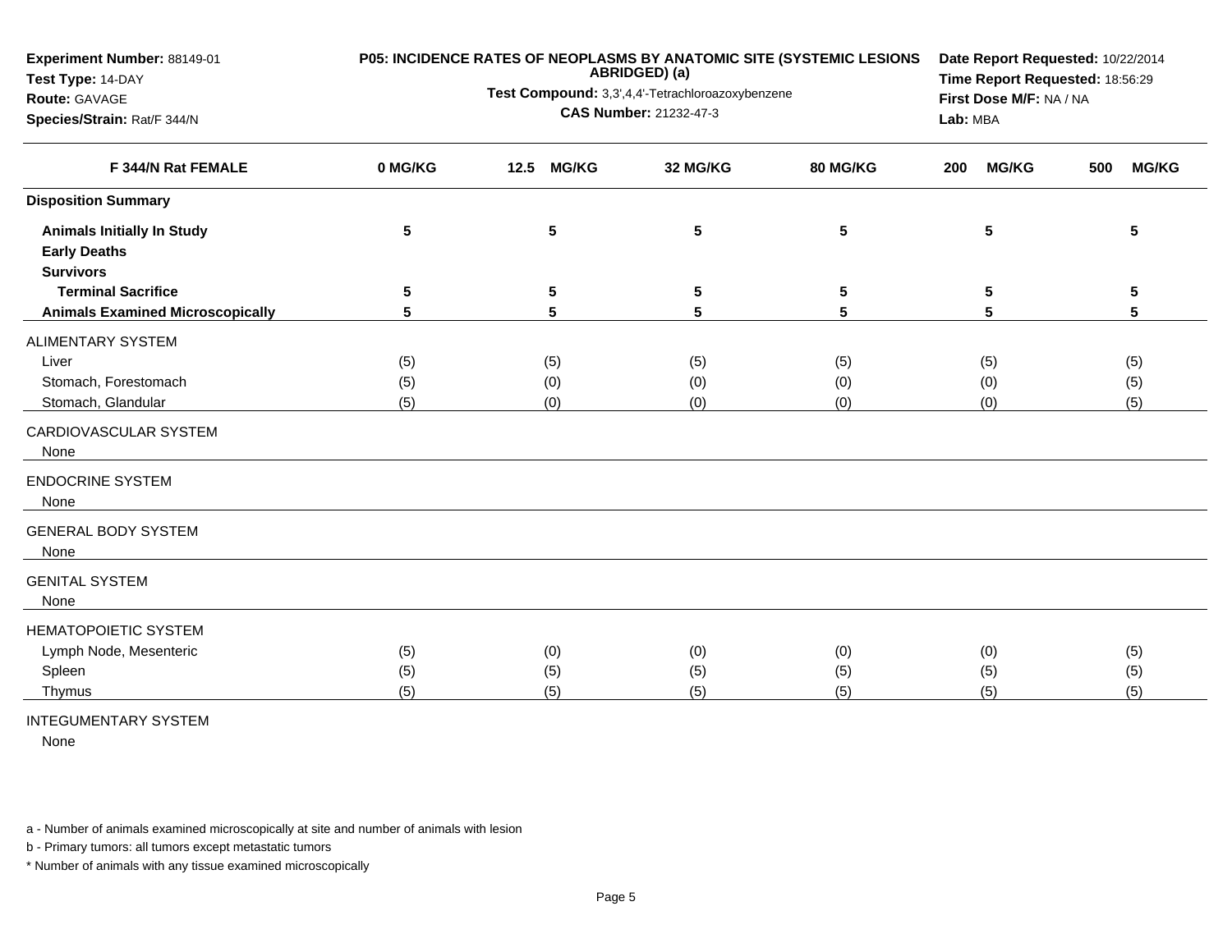**Experiment Number:** 88149-01
**Test Type:** 14-DAY
**Route:** GAVAGE
**Species/Strain:** Rat/F 344/N

**P05: INCIDENCE RATES OF NEOPLASMS BY ANATOMIC SITE (SYSTEMIC LESIONS ABRIDGED) (a)**
**Test Compound:** 3,3',4,4'-Tetrachloroazoxybenzene
**CAS Number:** 21232-47-3

**Date Report Requested:** 10/22/2014
**Time Report Requested:** 18:56:29
**First Dose M/F:** NA / NA
**Lab:** MBA

| F 344/N Rat FEMALE | 0 MG/KG | 12.5 MG/KG | 32 MG/KG | 80 MG/KG | 200 MG/KG | 500 MG/KG |
|---|---|---|---|---|---|---|
| **Disposition Summary** | | | | | | |
| **Animals Initially In Study** | 5 | 5 | 5 | 5 | 5 | 5 |
| **Early Deaths** | | | | | | |
| **Survivors** | | | | | | |
| **Terminal Sacrifice** | 5 | 5 | 5 | 5 | 5 | 5 |
| **Animals Examined Microscopically** | 5 | 5 | 5 | 5 | 5 | 5 |
| ALIMENTARY SYSTEM | | | | | | |
| Liver | (5) | (5) | (5) | (5) | (5) | (5) |
| Stomach, Forestomach | (5) | (0) | (0) | (0) | (0) | (5) |
| Stomach, Glandular | (5) | (0) | (0) | (0) | (0) | (5) |
| CARDIOVASCULAR SYSTEM | | | | | | |
| None | | | | | | |
| ENDOCRINE SYSTEM | | | | | | |
| None | | | | | | |
| GENERAL BODY SYSTEM | | | | | | |
| None | | | | | | |
| GENITAL SYSTEM | | | | | | |
| None | | | | | | |
| HEMATOPOIETIC SYSTEM | | | | | | |
| Lymph Node, Mesenteric | (5) | (0) | (0) | (0) | (0) | (5) |
| Spleen | (5) | (5) | (5) | (5) | (5) | (5) |
| Thymus | (5) | (5) | (5) | (5) | (5) | (5) |
| INTEGUMENTARY SYSTEM | | | | | | |
| None | | | | | | |

a - Number of animals examined microscopically at site and number of animals with lesion

b - Primary tumors: all tumors except metastatic tumors

* Number of animals with any tissue examined microscopically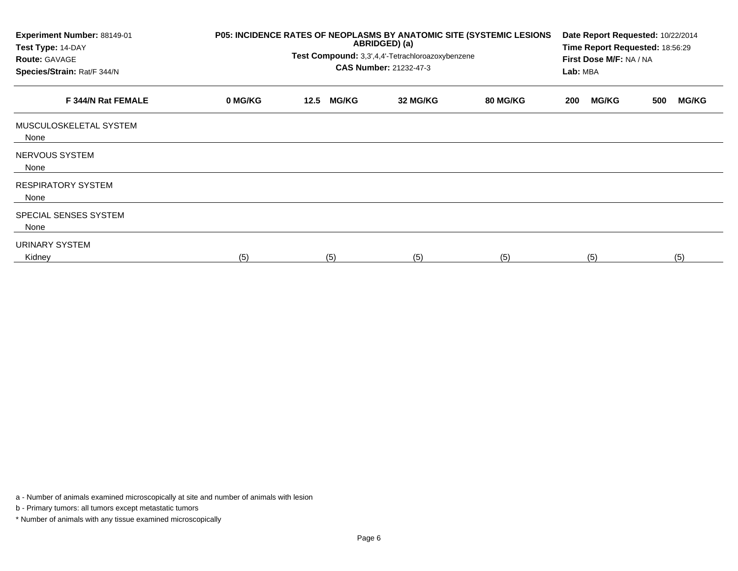**Experiment Number:** 88149-01
**Test Type:** 14-DAY
**Route:** GAVAGE
**Species/Strain:** Rat/F 344/N

**P05: INCIDENCE RATES OF NEOPLASMS BY ANATOMIC SITE (SYSTEMIC LESIONS ABRIDGED) (a)**
**Test Compound:** 3,3',4,4'-Tetrachloroazoxybenzene
**CAS Number:** 21232-47-3

**Date Report Requested:** 10/22/2014
**Time Report Requested:** 18:56:29
**First Dose M/F:** NA / NA
**Lab:** MBA

| F 344/N Rat FEMALE | 0 MG/KG | 12.5 MG/KG | 32 MG/KG | 80 MG/KG | 200 MG/KG | 500 MG/KG |
|---|---|---|---|---|---|---|
| MUSCULOSKELETAL SYSTEM | | | | | | |
| None | | | | | | |
| NERVOUS SYSTEM | | | | | | |
| None | | | | | | |
| RESPIRATORY SYSTEM | | | | | | |
| None | | | | | | |
| SPECIAL SENSES SYSTEM | | | | | | |
| None | | | | | | |
| URINARY SYSTEM | | | | | | |
| Kidney | (5) | (5) | (5) | (5) | (5) | (5) |

a - Number of animals examined microscopically at site and number of animals with lesion

b - Primary tumors: all tumors except metastatic tumors

* Number of animals with any tissue examined microscopically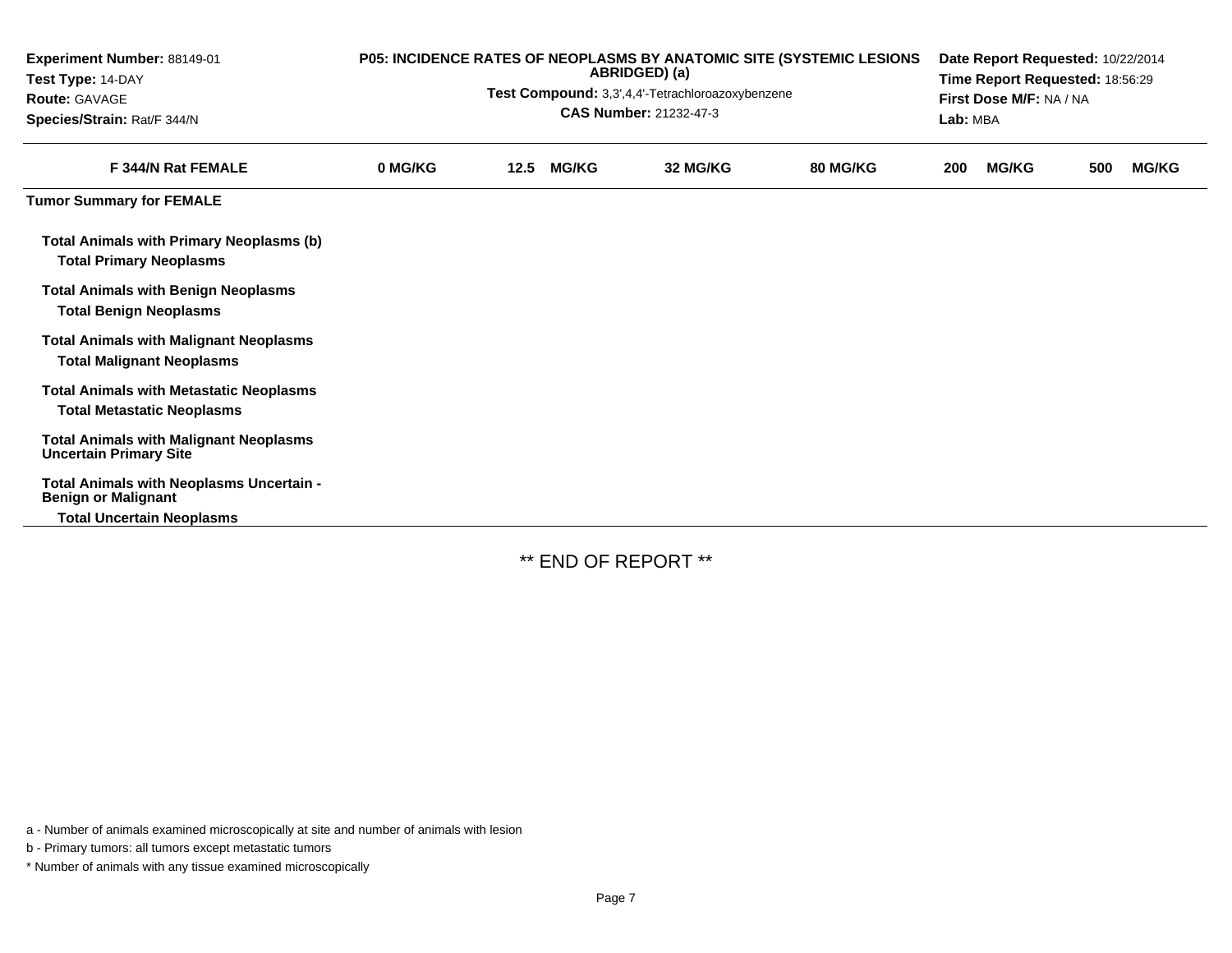**Experiment Number:** 88149-01
**Test Type:** 14-DAY
**Route:** GAVAGE
**Species/Strain:** Rat/F 344/N

**P05: INCIDENCE RATES OF NEOPLASMS BY ANATOMIC SITE (SYSTEMIC LESIONS ABRIDGED) (a)**
**Test Compound:** 3,3',4,4'-Tetrachloroazoxybenzene
**CAS Number:** 21232-47-3

**Date Report Requested:** 10/22/2014
**Time Report Requested:** 18:56:29
**First Dose M/F:** NA / NA
**Lab:** MBA

| F 344/N Rat FEMALE | 0 MG/KG | 12.5 MG/KG | 32 MG/KG | 80 MG/KG | 200 MG/KG | 500 MG/KG |
|---|---|---|---|---|---|---|
| **Tumor Summary for FEMALE** | | | | | | |
| **Total Animals with Primary Neoplasms (b)** | | | | | | |
| **Total Primary Neoplasms** | | | | | | |
| **Total Animals with Benign Neoplasms** | | | | | | |
| **Total Benign Neoplasms** | | | | | | |
| **Total Animals with Malignant Neoplasms** | | | | | | |
| **Total Malignant Neoplasms** | | | | | | |
| **Total Animals with Metastatic Neoplasms** | | | | | | |
| **Total Metastatic Neoplasms** | | | | | | |
| **Total Animals with Malignant Neoplasms Uncertain Primary Site** | | | | | | |
| **Total Animals with Neoplasms Uncertain - Benign or Malignant** | | | | | | |
| **Total Uncertain Neoplasms** | | | | | | |

** END OF REPORT **

a - Number of animals examined microscopically at site and number of animals with lesion

b - Primary tumors: all tumors except metastatic tumors

* Number of animals with any tissue examined microscopically